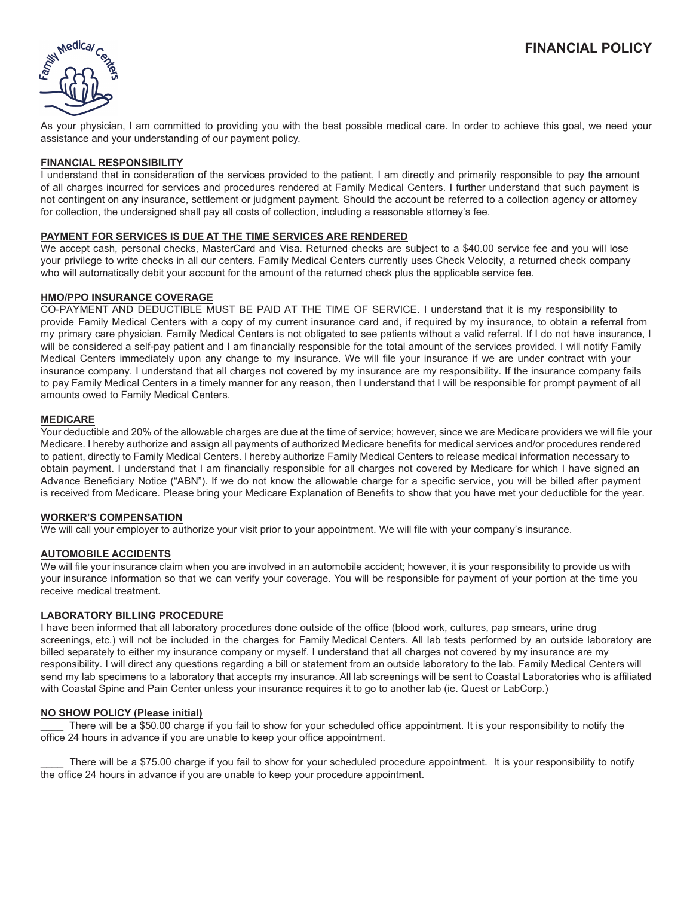# FINANCIAL POLICY

As your physician, I am committed to providing you with the best possible medical care. In order to achieve this goal, we need your assistance and your understanding of our payment policy.

## FINANCIAL RESPONSIBILITY

I understand that in consideration of the services provided to the patient, I am directly and primarily responsible to pay the amount of all charges incurred for services and procedures rendered at Family Medical Centers. I further understand that such payment is not contingent on any insurance, settlement or judgment payment. Should the account be referred to a collection agency or attorney for collection, the undersigned shall pay all costs of collection, including a reasonable attorney's fee.

## PAYMENT FOR SERVICES IS DUE AT THE TIME SERVICES ARE RENDERED

We accept cash, personal checks, MasterCard and Visa. Returned checks are subject to a $40.00 service fee and you will lose your privilege to write checks in all our centers. Family Medical Centers currently uses Check Velocity, a returned check company who will automatically debit your account for the amount of the returned check plus the applicable service fee.

## HMO/PPO INSURANCE COVERAGE

CO-PAYMENT AND DEDUCTIBLE MUST BE PAID AT THE TIME OF SERVICE. I understand that it is my responsibility to provide Family Medical Centers with a copy of my current insurance card and, if required by my insurance, to obtain a referral from my primary care physician. Family Medical Centers is not obligated to see patients without a valid referral. If I do not have insurance, I will be considered a self-pay patient and I am financially responsible for the total amount of the services provided. I will notify Family Medical Centers immediately upon any change to my insurance. We will file your insurance if we are under contract with your insurance company. I understand that all charges not covered by my insurance are my responsibility. If the insurance company fails to pay Family Medical Centers in a timely manner for any reason, then I understand that I will be responsible for prompt payment of all amounts owed to Family Medical Centers.

## MEDICARE

Your deductible and 20% of the allowable charges are due at the time of service; however, since we are Medicare providers we will file your Medicare. I hereby authorize and assign all payments of authorized Medicare benefits for medical services and/or procedures rendered to patient, directly to Family Medical Centers. I hereby authorize Family Medical Centers to release medical information necessary to obtain payment. I understand that I am financially responsible for all charges not covered by Medicare for which I have signed an Advance Beneficiary Notice ("ABN"). If we do not know the allowable charge for a specific service, you will be billed after payment is received from Medicare. Please bring your Medicare Explanation of Benefits to show that you have met your deductible for the year.

## WORKER'S COMPENSATION

We will call your employer to authorize your visit prior to your appointment. We will file with your company's insurance.

## AUTOMOBILE ACCIDENTS

We will file your insurance claim when you are involved in an automobile accident; however, it is your responsibility to provide us with your insurance information so that we can verify your coverage. You will be responsible for payment of your portion at the time you receive medical treatment.

## LABORATORY BILLING PROCEDURE

I have been informed that all laboratory procedures done outside of the office (blood work, cultures, pap smears, urine drug screenings, etc.) will not be included in the charges for Family Medical Centers. All lab tests performed by an outside laboratory are billed separately to either my insurance company or myself. I understand that all charges not covered by my insurance are my responsibility. I will direct any questions regarding a bill or statement from an outside laboratory to the lab. Family Medical Centers will send my lab specimens to a laboratory that accepts my insurance. All lab screenings will be sent to Coastal Laboratories who is affiliated with Coastal Spine and Pain Center unless your insurance requires it to go to another lab (ie. Quest or LabCorp.)

## NO SHOW POLICY (Please initial)

\_\_\_\_ There will be a $50.00 charge if you fail to show for your scheduled office appointment. It is your responsibility to notify the office 24 hours in advance if you are unable to keep your office appointment.

\_\_\_\_ There will be a $75.00 charge if you fail to show for your scheduled procedure appointment. It is your responsibility to notify the office 24 hours in advance if you are unable to keep your procedure appointment.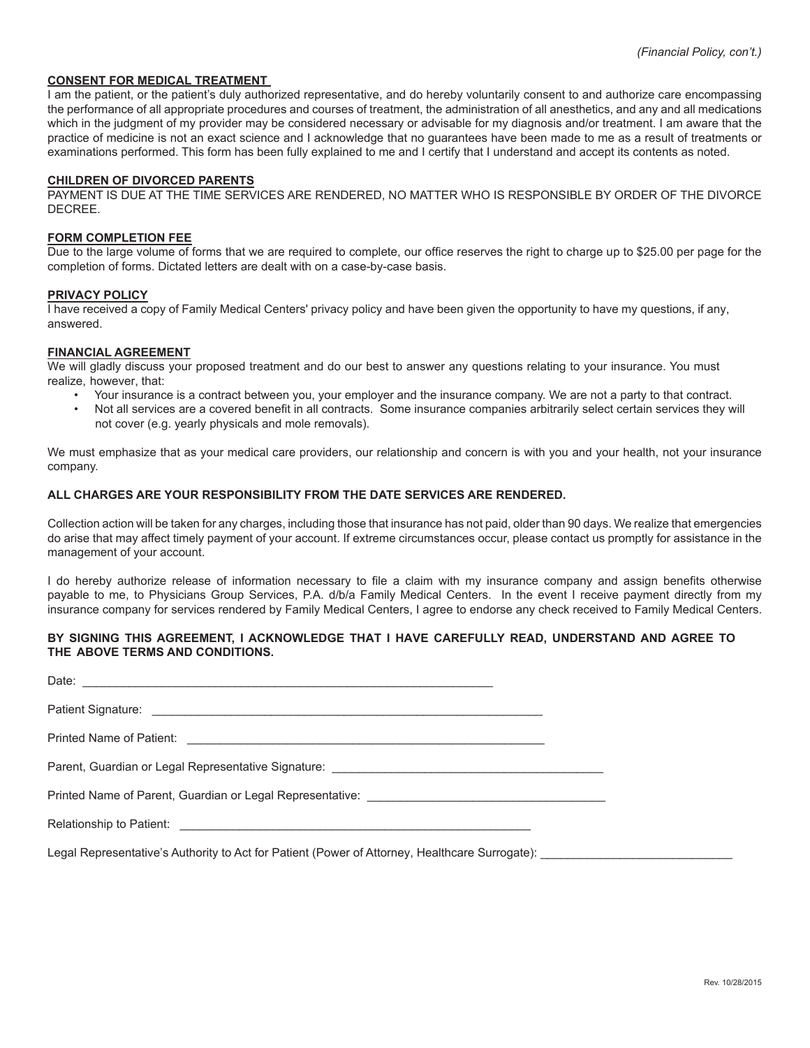*(Financial Policy, con't.)*

**CONSENT FOR MEDICAL TREATMENT**

I am the patient, or the patient's duly authorized representative, and do hereby voluntarily consent to and authorize care encompassing the performance of all appropriate procedures and courses of treatment, the administration of all anesthetics, and any and all medications which in the judgment of my provider may be considered necessary or advisable for my diagnosis and/or treatment. I am aware that the practice of medicine is not an exact science and I acknowledge that no guarantees have been made to me as a result of treatments or examinations performed. This form has been fully explained to me and I certify that I understand and accept its contents as noted.

**CHILDREN OF DIVORCED PARENTS**

PAYMENT IS DUE AT THE TIME SERVICES ARE RENDERED, NO MATTER WHO IS RESPONSIBLE BY ORDER OF THE DIVORCE DECREE.

**FORM COMPLETION FEE**

Due to the large volume of forms that we are required to complete, our office reserves the right to charge up to $25.00 per page for the completion of forms. Dictated letters are dealt with on a case-by-case basis.

**PRIVACY POLICY**

I have received a copy of Family Medical Centers' privacy policy and have been given the opportunity to have my questions, if any, answered.

**FINANCIAL AGREEMENT**

We will gladly discuss your proposed treatment and do our best to answer any questions relating to your insurance. You must realize, however, that:

- Your insurance is a contract between you, your employer and the insurance company. We are not a party to that contract.
- Not all services are a covered benefit in all contracts. Some insurance companies arbitrarily select certain services they will not cover (e.g. yearly physicals and mole removals).

We must emphasize that as your medical care providers, our relationship and concern is with you and your health, not your insurance company.

**ALL CHARGES ARE YOUR RESPONSIBILITY FROM THE DATE SERVICES ARE RENDERED.**

Collection action will be taken for any charges, including those that insurance has not paid, older than 90 days. We realize that emergencies do arise that may affect timely payment of your account. If extreme circumstances occur, please contact us promptly for assistance in the management of your account.

I do hereby authorize release of information necessary to file a claim with my insurance company and assign benefits otherwise payable to me, to Physicians Group Services, P.A. d/b/a Family Medical Centers. In the event I receive payment directly from my insurance company for services rendered by Family Medical Centers, I agree to endorse any check received to Family Medical Centers.

**BY SIGNING THIS AGREEMENT, I ACKNOWLEDGE THAT I HAVE CAREFULLY READ, UNDERSTAND AND AGREE TO THE ABOVE TERMS AND CONDITIONS.**

Date: ______________________________________________

Patient Signature: ______________________________________________

Printed Name of Patient: ______________________________________________

Parent, Guardian or Legal Representative Signature: ______________________________________________

Printed Name of Parent, Guardian or Legal Representative: ______________________________________________

Relationship to Patient: ______________________________________________

Legal Representative's Authority to Act for Patient (Power of Attorney, Healthcare Surrogate): ______________________________

Rev. 10/28/2015